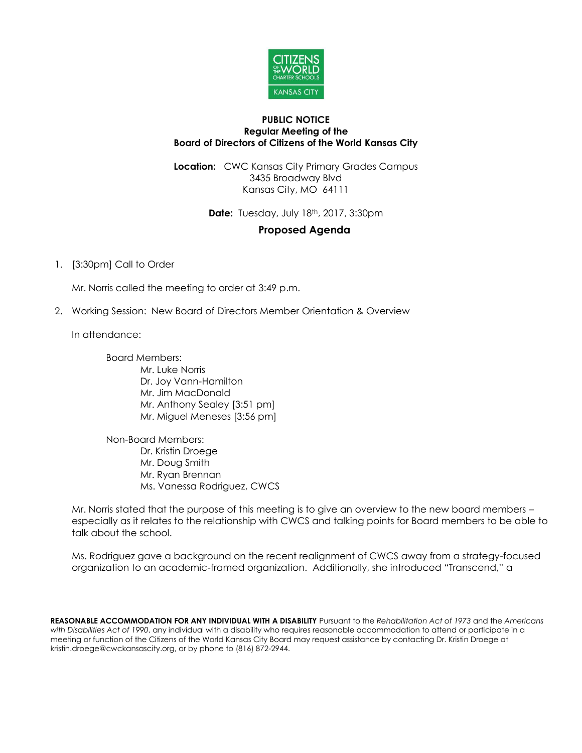**PUBLIC NOTICE**
**Regular Meeting of the**
**Board of Directors of Citizens of the World Kansas City**

**Location:** CWC Kansas City Primary Grades Campus
3435 Broadway Blvd
Kansas City, MO 64111

**Date:** Tuesday, July 18th, 2017, 3:30pm

## Proposed Agenda

1. [3:30pm] Call to Order

   Mr. Norris called the meeting to order at 3:49 p.m.

2. Working Session: New Board of Directors Member Orientation & Overview

   In attendance:

   Board Members:
   - Mr. Luke Norris
   - Dr. Joy Vann-Hamilton
   - Mr. Jim MacDonald
   - Mr. Anthony Sealey [3:51 pm]
   - Mr. Miguel Meneses [3:56 pm]

   Non-Board Members:
   - Dr. Kristin Droege
   - Mr. Doug Smith
   - Mr. Ryan Brennan
   - Ms. Vanessa Rodriguez, CWCS

   Mr. Norris stated that the purpose of this meeting is to give an overview to the new board members – especially as it relates to the relationship with CWCS and talking points for Board members to be able to talk about the school.

   Ms. Rodriguez gave a background on the recent realignment of CWCS away from a strategy-focused organization to an academic-framed organization. Additionally, she introduced "Transcend," a

**REASONABLE ACCOMMODATION FOR ANY INDIVIDUAL WITH A DISABILITY** Pursuant to the *Rehabilitation Act of 1973* and the *Americans with Disabilities Act of 1990*, any individual with a disability who requires reasonable accommodation to attend or participate in a meeting or function of the Citizens of the World Kansas City Board may request assistance by contacting Dr. Kristin Droege at kristin.droege@cwckansascity.org, or by phone to (816) 872-2944.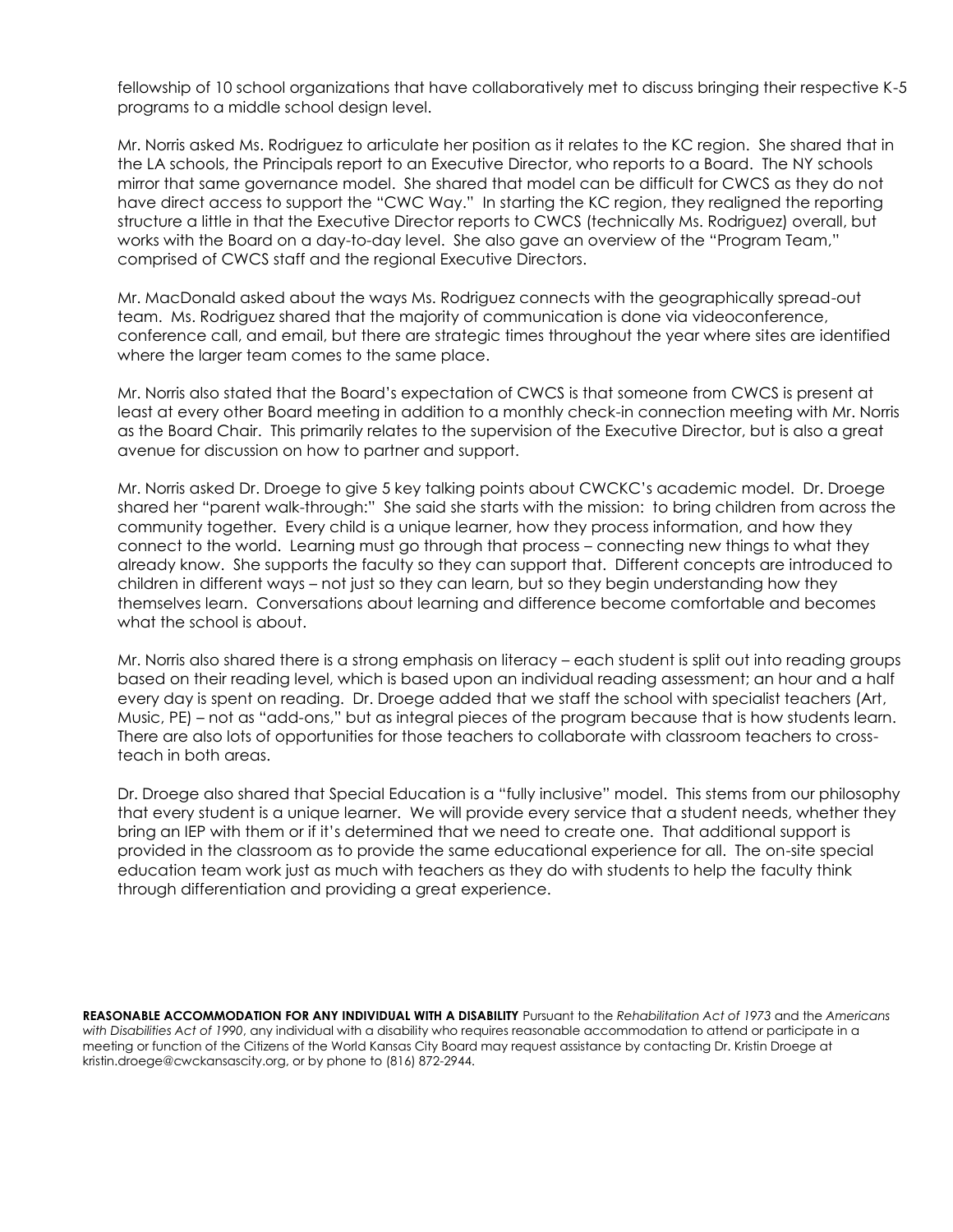fellowship of 10 school organizations that have collaboratively met to discuss bringing their respective K-5 programs to a middle school design level.

Mr. Norris asked Ms. Rodriguez to articulate her position as it relates to the KC region. She shared that in the LA schools, the Principals report to an Executive Director, who reports to a Board. The NY schools mirror that same governance model. She shared that model can be difficult for CWCS as they do not have direct access to support the "CWC Way." In starting the KC region, they realigned the reporting structure a little in that the Executive Director reports to CWCS (technically Ms. Rodriguez) overall, but works with the Board on a day-to-day level. She also gave an overview of the "Program Team," comprised of CWCS staff and the regional Executive Directors.

Mr. MacDonald asked about the ways Ms. Rodriguez connects with the geographically spread-out team. Ms. Rodriguez shared that the majority of communication is done via videoconference, conference call, and email, but there are strategic times throughout the year where sites are identified where the larger team comes to the same place.

Mr. Norris also stated that the Board's expectation of CWCS is that someone from CWCS is present at least at every other Board meeting in addition to a monthly check-in connection meeting with Mr. Norris as the Board Chair. This primarily relates to the supervision of the Executive Director, but is also a great avenue for discussion on how to partner and support.

Mr. Norris asked Dr. Droege to give 5 key talking points about CWCKC's academic model. Dr. Droege shared her "parent walk-through:" She said she starts with the mission: to bring children from across the community together. Every child is a unique learner, how they process information, and how they connect to the world. Learning must go through that process – connecting new things to what they already know. She supports the faculty so they can support that. Different concepts are introduced to children in different ways – not just so they can learn, but so they begin understanding how they themselves learn. Conversations about learning and difference become comfortable and becomes what the school is about.

Mr. Norris also shared there is a strong emphasis on literacy – each student is split out into reading groups based on their reading level, which is based upon an individual reading assessment; an hour and a half every day is spent on reading. Dr. Droege added that we staff the school with specialist teachers (Art, Music, PE) – not as "add-ons," but as integral pieces of the program because that is how students learn. There are also lots of opportunities for those teachers to collaborate with classroom teachers to cross-teach in both areas.

Dr. Droege also shared that Special Education is a "fully inclusive" model. This stems from our philosophy that every student is a unique learner. We will provide every service that a student needs, whether they bring an IEP with them or if it's determined that we need to create one. That additional support is provided in the classroom as to provide the same educational experience for all. The on-site special education team work just as much with teachers as they do with students to help the faculty think through differentiation and providing a great experience.

**REASONABLE ACCOMMODATION FOR ANY INDIVIDUAL WITH A DISABILITY** Pursuant to the *Rehabilitation Act of 1973* and the *Americans with Disabilities Act of 1990*, any individual with a disability who requires reasonable accommodation to attend or participate in a meeting or function of the Citizens of the World Kansas City Board may request assistance by contacting Dr. Kristin Droege at kristin.droege@cwckansascity.org, or by phone to (816) 872-2944.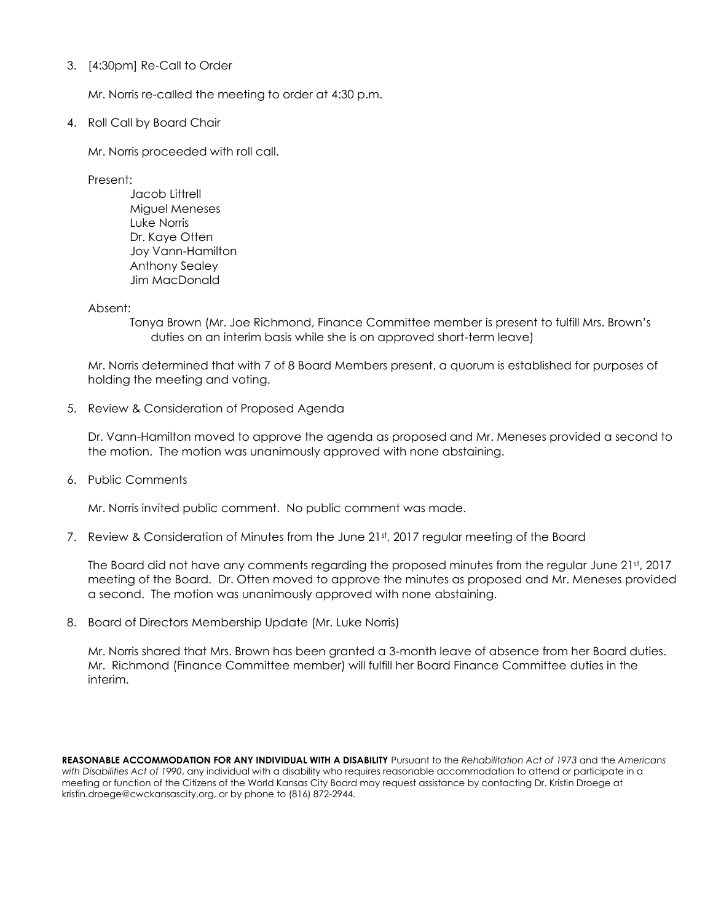3. [4:30pm] Re-Call to Order

   Mr. Norris re-called the meeting to order at 4:30 p.m.

4. Roll Call by Board Chair

   Mr. Norris proceeded with roll call.

   Present:

   - Jacob Littrell
   - Miguel Meneses
   - Luke Norris
   - Dr. Kaye Otten
   - Joy Vann-Hamilton
   - Anthony Sealey
   - Jim MacDonald

   Absent:

   - Tonya Brown (Mr. Joe Richmond, Finance Committee member is present to fulfill Mrs. Brown's duties on an interim basis while she is on approved short-term leave)

   Mr. Norris determined that with 7 of 8 Board Members present, a quorum is established for purposes of holding the meeting and voting.

5. Review & Consideration of Proposed Agenda

   Dr. Vann-Hamilton moved to approve the agenda as proposed and Mr. Meneses provided a second to the motion. The motion was unanimously approved with none abstaining.

6. Public Comments

   Mr. Norris invited public comment. No public comment was made.

7. Review & Consideration of Minutes from the June 21st, 2017 regular meeting of the Board

   The Board did not have any comments regarding the proposed minutes from the regular June 21st, 2017 meeting of the Board. Dr. Otten moved to approve the minutes as proposed and Mr. Meneses provided a second. The motion was unanimously approved with none abstaining.

8. Board of Directors Membership Update (Mr. Luke Norris)

   Mr. Norris shared that Mrs. Brown has been granted a 3-month leave of absence from her Board duties. Mr. Richmond (Finance Committee member) will fulfill her Board Finance Committee duties in the interim.

**REASONABLE ACCOMMODATION FOR ANY INDIVIDUAL WITH A DISABILITY** Pursuant to the *Rehabilitation Act of 1973* and the *Americans with Disabilities Act of 1990*, any individual with a disability who requires reasonable accommodation to attend or participate in a meeting or function of the Citizens of the World Kansas City Board may request assistance by contacting Dr. Kristin Droege at kristin.droege@cwckansascity.org, or by phone to (816) 872-2944.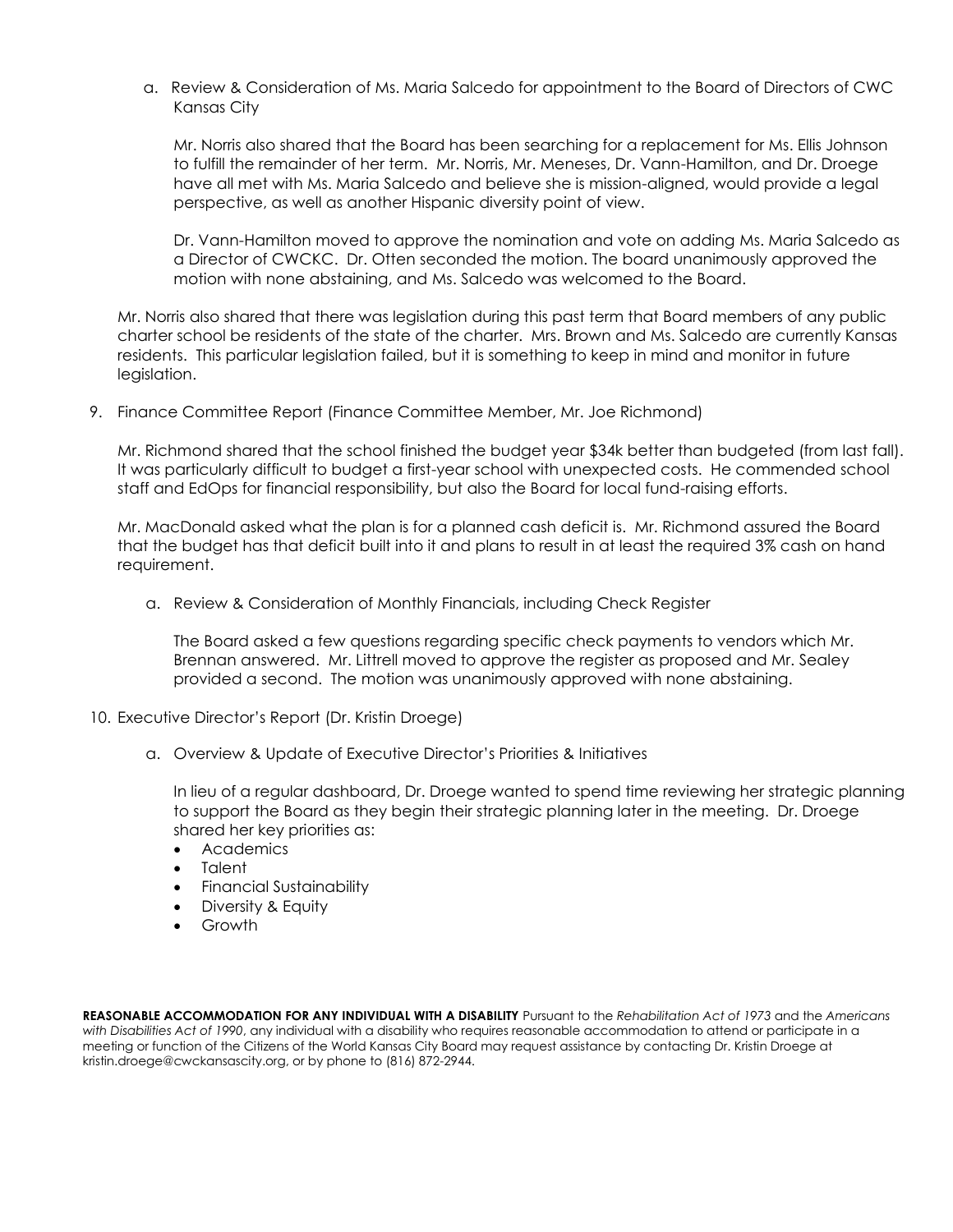a. Review & Consideration of Ms. Maria Salcedo for appointment to the Board of Directors of CWC Kansas City

   Mr. Norris also shared that the Board has been searching for a replacement for Ms. Ellis Johnson to fulfill the remainder of her term. Mr. Norris, Mr. Meneses, Dr. Vann-Hamilton, and Dr. Droege have all met with Ms. Maria Salcedo and believe she is mission-aligned, would provide a legal perspective, as well as another Hispanic diversity point of view.

   Dr. Vann-Hamilton moved to approve the nomination and vote on adding Ms. Maria Salcedo as a Director of CWCKC. Dr. Otten seconded the motion. The board unanimously approved the motion with none abstaining, and Ms. Salcedo was welcomed to the Board.

Mr. Norris also shared that there was legislation during this past term that Board members of any public charter school be residents of the state of the charter. Mrs. Brown and Ms. Salcedo are currently Kansas residents. This particular legislation failed, but it is something to keep in mind and monitor in future legislation.

9. Finance Committee Report (Finance Committee Member, Mr. Joe Richmond)

   Mr. Richmond shared that the school finished the budget year $34k better than budgeted (from last fall). It was particularly difficult to budget a first-year school with unexpected costs. He commended school staff and EdOps for financial responsibility, but also the Board for local fund-raising efforts.

   Mr. MacDonald asked what the plan is for a planned cash deficit is. Mr. Richmond assured the Board that the budget has that deficit built into it and plans to result in at least the required 3% cash on hand requirement.

   a. Review & Consideration of Monthly Financials, including Check Register

      The Board asked a few questions regarding specific check payments to vendors which Mr. Brennan answered. Mr. Littrell moved to approve the register as proposed and Mr. Sealey provided a second. The motion was unanimously approved with none abstaining.

10. Executive Director's Report (Dr. Kristin Droege)

    a. Overview & Update of Executive Director's Priorities & Initiatives

       In lieu of a regular dashboard, Dr. Droege wanted to spend time reviewing her strategic planning to support the Board as they begin their strategic planning later in the meeting. Dr. Droege shared her key priorities as:

       - Academics
       - Talent
       - Financial Sustainability
       - Diversity & Equity
       - Growth

**REASONABLE ACCOMMODATION FOR ANY INDIVIDUAL WITH A DISABILITY** Pursuant to the *Rehabilitation Act of 1973* and the *Americans with Disabilities Act of 1990*, any individual with a disability who requires reasonable accommodation to attend or participate in a meeting or function of the Citizens of the World Kansas City Board may request assistance by contacting Dr. Kristin Droege at kristin.droege@cwckansascity.org, or by phone to (816) 872-2944.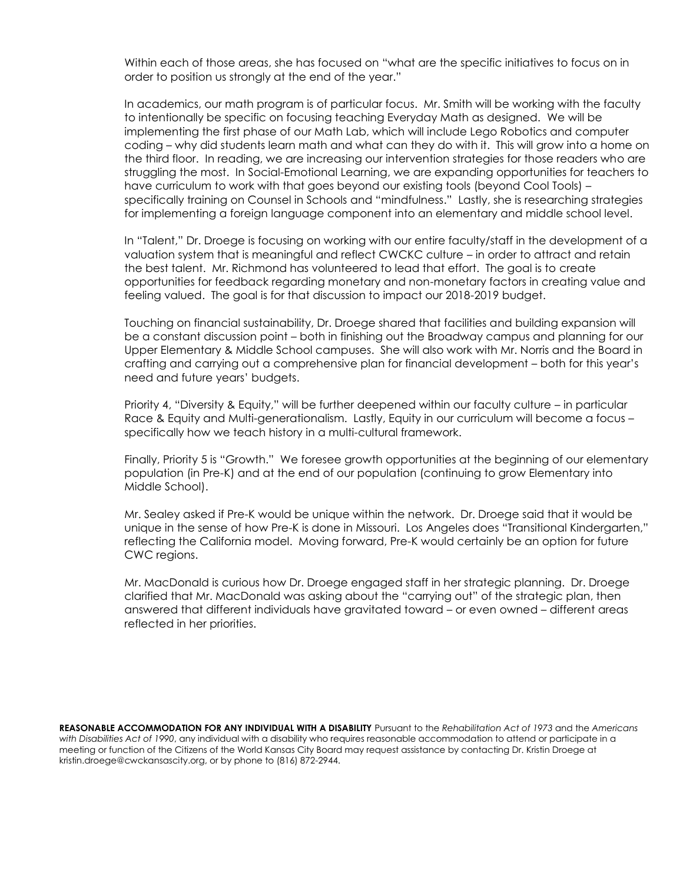Within each of those areas, she has focused on "what are the specific initiatives to focus on in order to position us strongly at the end of the year."

In academics, our math program is of particular focus. Mr. Smith will be working with the faculty to intentionally be specific on focusing teaching Everyday Math as designed. We will be implementing the first phase of our Math Lab, which will include Lego Robotics and computer coding – why did students learn math and what can they do with it. This will grow into a home on the third floor. In reading, we are increasing our intervention strategies for those readers who are struggling the most. In Social-Emotional Learning, we are expanding opportunities for teachers to have curriculum to work with that goes beyond our existing tools (beyond Cool Tools) – specifically training on Counsel in Schools and "mindfulness." Lastly, she is researching strategies for implementing a foreign language component into an elementary and middle school level.

In "Talent," Dr. Droege is focusing on working with our entire faculty/staff in the development of a valuation system that is meaningful and reflect CWCKC culture – in order to attract and retain the best talent. Mr. Richmond has volunteered to lead that effort. The goal is to create opportunities for feedback regarding monetary and non-monetary factors in creating value and feeling valued. The goal is for that discussion to impact our 2018-2019 budget.

Touching on financial sustainability, Dr. Droege shared that facilities and building expansion will be a constant discussion point – both in finishing out the Broadway campus and planning for our Upper Elementary & Middle School campuses. She will also work with Mr. Norris and the Board in crafting and carrying out a comprehensive plan for financial development – both for this year's need and future years' budgets.

Priority 4, "Diversity & Equity," will be further deepened within our faculty culture – in particular Race & Equity and Multi-generationalism. Lastly, Equity in our curriculum will become a focus – specifically how we teach history in a multi-cultural framework.

Finally, Priority 5 is "Growth." We foresee growth opportunities at the beginning of our elementary population (in Pre-K) and at the end of our population (continuing to grow Elementary into Middle School).

Mr. Sealey asked if Pre-K would be unique within the network. Dr. Droege said that it would be unique in the sense of how Pre-K is done in Missouri. Los Angeles does "Transitional Kindergarten," reflecting the California model. Moving forward, Pre-K would certainly be an option for future CWC regions.

Mr. MacDonald is curious how Dr. Droege engaged staff in her strategic planning. Dr. Droege clarified that Mr. MacDonald was asking about the "carrying out" of the strategic plan, then answered that different individuals have gravitated toward – or even owned – different areas reflected in her priorities.

**REASONABLE ACCOMMODATION FOR ANY INDIVIDUAL WITH A DISABILITY** Pursuant to the *Rehabilitation Act of 1973* and the *Americans with Disabilities Act of 1990*, any individual with a disability who requires reasonable accommodation to attend or participate in a meeting or function of the Citizens of the World Kansas City Board may request assistance by contacting Dr. Kristin Droege at kristin.droege@cwckansascity.org, or by phone to (816) 872-2944.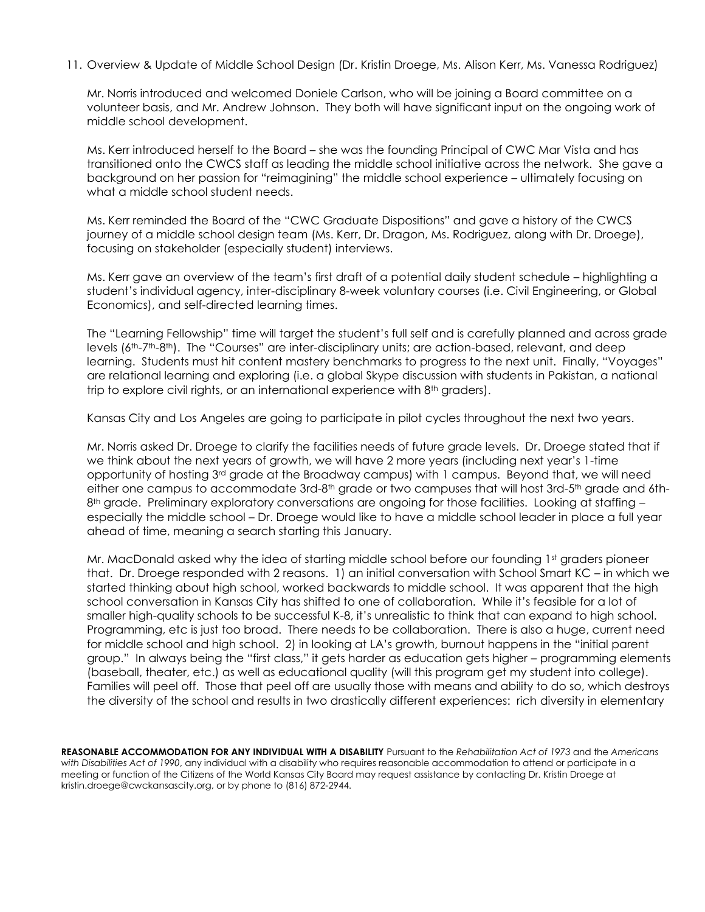11. Overview & Update of Middle School Design (Dr. Kristin Droege, Ms. Alison Kerr, Ms. Vanessa Rodriguez)

Mr. Norris introduced and welcomed Doniele Carlson, who will be joining a Board committee on a volunteer basis, and Mr. Andrew Johnson. They both will have significant input on the ongoing work of middle school development.

Ms. Kerr introduced herself to the Board – she was the founding Principal of CWC Mar Vista and has transitioned onto the CWCS staff as leading the middle school initiative across the network. She gave a background on her passion for "reimagining" the middle school experience – ultimately focusing on what a middle school student needs.

Ms. Kerr reminded the Board of the "CWC Graduate Dispositions" and gave a history of the CWCS journey of a middle school design team (Ms. Kerr, Dr. Dragon, Ms. Rodriguez, along with Dr. Droege), focusing on stakeholder (especially student) interviews.

Ms. Kerr gave an overview of the team's first draft of a potential daily student schedule – highlighting a student's individual agency, inter-disciplinary 8-week voluntary courses (i.e. Civil Engineering, or Global Economics), and self-directed learning times.

The "Learning Fellowship" time will target the student's full self and is carefully planned and across grade levels (6th-7th-8th). The "Courses" are inter-disciplinary units; are action-based, relevant, and deep learning. Students must hit content mastery benchmarks to progress to the next unit. Finally, "Voyages" are relational learning and exploring (i.e. a global Skype discussion with students in Pakistan, a national trip to explore civil rights, or an international experience with 8th graders).

Kansas City and Los Angeles are going to participate in pilot cycles throughout the next two years.

Mr. Norris asked Dr. Droege to clarify the facilities needs of future grade levels. Dr. Droege stated that if we think about the next years of growth, we will have 2 more years (including next year's 1-time opportunity of hosting 3rd grade at the Broadway campus) with 1 campus. Beyond that, we will need either one campus to accommodate 3rd-8th grade or two campuses that will host 3rd-5th grade and 6th-8th grade. Preliminary exploratory conversations are ongoing for those facilities. Looking at staffing – especially the middle school – Dr. Droege would like to have a middle school leader in place a full year ahead of time, meaning a search starting this January.

Mr. MacDonald asked why the idea of starting middle school before our founding 1st graders pioneer that. Dr. Droege responded with 2 reasons. 1) an initial conversation with School Smart KC – in which we started thinking about high school, worked backwards to middle school. It was apparent that the high school conversation in Kansas City has shifted to one of collaboration. While it's feasible for a lot of smaller high-quality schools to be successful K-8, it's unrealistic to think that can expand to high school. Programming, etc is just too broad. There needs to be collaboration. There is also a huge, current need for middle school and high school. 2) in looking at LA's growth, burnout happens in the "initial parent group." In always being the "first class," it gets harder as education gets higher – programming elements (baseball, theater, etc.) as well as educational quality (will this program get my student into college). Families will peel off. Those that peel off are usually those with means and ability to do so, which destroys the diversity of the school and results in two drastically different experiences: rich diversity in elementary

**REASONABLE ACCOMMODATION FOR ANY INDIVIDUAL WITH A DISABILITY** Pursuant to the *Rehabilitation Act of 1973* and the *Americans with Disabilities Act of 1990*, any individual with a disability who requires reasonable accommodation to attend or participate in a meeting or function of the Citizens of the World Kansas City Board may request assistance by contacting Dr. Kristin Droege at kristin.droege@cwckansascity.org, or by phone to (816) 872-2944.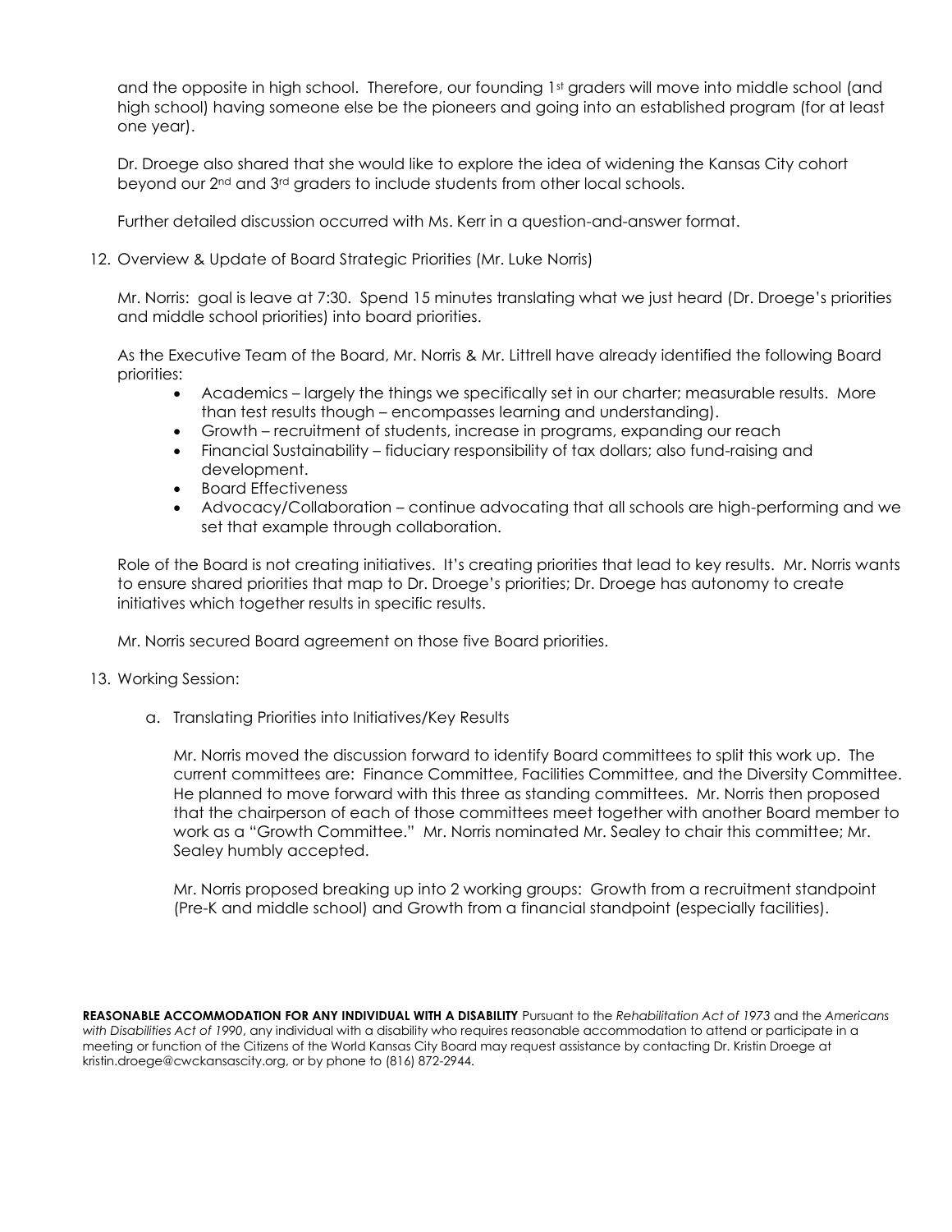and the opposite in high school. Therefore, our founding 1st graders will move into middle school (and high school) having someone else be the pioneers and going into an established program (for at least one year).

Dr. Droege also shared that she would like to explore the idea of widening the Kansas City cohort beyond our 2nd and 3rd graders to include students from other local schools.

Further detailed discussion occurred with Ms. Kerr in a question-and-answer format.

12. Overview & Update of Board Strategic Priorities (Mr. Luke Norris)

    Mr. Norris: goal is leave at 7:30. Spend 15 minutes translating what we just heard (Dr. Droege's priorities and middle school priorities) into board priorities.

    As the Executive Team of the Board, Mr. Norris & Mr. Littrell have already identified the following Board priorities:

    - Academics – largely the things we specifically set in our charter; measurable results. More than test results though – encompasses learning and understanding).
    - Growth – recruitment of students, increase in programs, expanding our reach
    - Financial Sustainability – fiduciary responsibility of tax dollars; also fund-raising and development.
    - Board Effectiveness
    - Advocacy/Collaboration – continue advocating that all schools are high-performing and we set that example through collaboration.

    Role of the Board is not creating initiatives. It's creating priorities that lead to key results. Mr. Norris wants to ensure shared priorities that map to Dr. Droege's priorities; Dr. Droege has autonomy to create initiatives which together results in specific results.

    Mr. Norris secured Board agreement on those five Board priorities.

13. Working Session:

    a. Translating Priorities into Initiatives/Key Results

       Mr. Norris moved the discussion forward to identify Board committees to split this work up. The current committees are: Finance Committee, Facilities Committee, and the Diversity Committee. He planned to move forward with this three as standing committees. Mr. Norris then proposed that the chairperson of each of those committees meet together with another Board member to work as a "Growth Committee." Mr. Norris nominated Mr. Sealey to chair this committee; Mr. Sealey humbly accepted.

       Mr. Norris proposed breaking up into 2 working groups: Growth from a recruitment standpoint (Pre-K and middle school) and Growth from a financial standpoint (especially facilities).

**REASONABLE ACCOMMODATION FOR ANY INDIVIDUAL WITH A DISABILITY** Pursuant to the *Rehabilitation Act of 1973* and the *Americans with Disabilities Act of 1990*, any individual with a disability who requires reasonable accommodation to attend or participate in a meeting or function of the Citizens of the World Kansas City Board may request assistance by contacting Dr. Kristin Droege at kristin.droege@cwckansascity.org, or by phone to (816) 872-2944.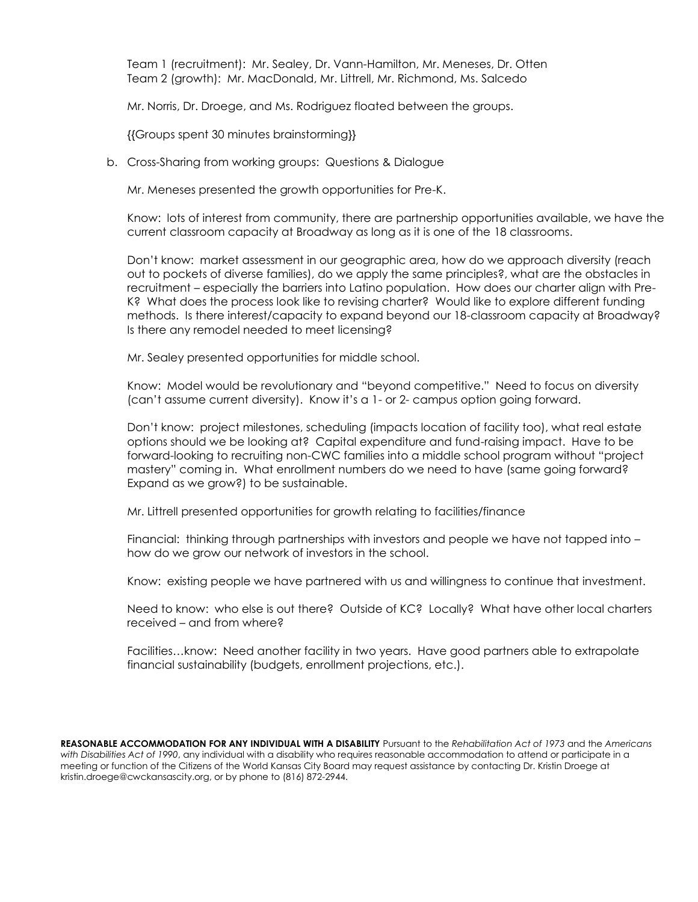Team 1 (recruitment): Mr. Sealey, Dr. Vann-Hamilton, Mr. Meneses, Dr. Otten
Team 2 (growth): Mr. MacDonald, Mr. Littrell, Mr. Richmond, Ms. Salcedo

Mr. Norris, Dr. Droege, and Ms. Rodriguez floated between the groups.

{{Groups spent 30 minutes brainstorming}}

b. Cross-Sharing from working groups: Questions & Dialogue

Mr. Meneses presented the growth opportunities for Pre-K.

Know: lots of interest from community, there are partnership opportunities available, we have the current classroom capacity at Broadway as long as it is one of the 18 classrooms.

Don't know: market assessment in our geographic area, how do we approach diversity (reach out to pockets of diverse families), do we apply the same principles?, what are the obstacles in recruitment – especially the barriers into Latino population. How does our charter align with Pre-K? What does the process look like to revising charter? Would like to explore different funding methods. Is there interest/capacity to expand beyond our 18-classroom capacity at Broadway? Is there any remodel needed to meet licensing?

Mr. Sealey presented opportunities for middle school.

Know: Model would be revolutionary and "beyond competitive." Need to focus on diversity (can't assume current diversity). Know it's a 1- or 2- campus option going forward.

Don't know: project milestones, scheduling (impacts location of facility too), what real estate options should we be looking at? Capital expenditure and fund-raising impact. Have to be forward-looking to recruiting non-CWC families into a middle school program without "project mastery" coming in. What enrollment numbers do we need to have (same going forward? Expand as we grow?) to be sustainable.

Mr. Littrell presented opportunities for growth relating to facilities/finance

Financial: thinking through partnerships with investors and people we have not tapped into – how do we grow our network of investors in the school.

Know: existing people we have partnered with us and willingness to continue that investment.

Need to know: who else is out there? Outside of KC? Locally? What have other local charters received – and from where?

Facilities…know: Need another facility in two years. Have good partners able to extrapolate financial sustainability (budgets, enrollment projections, etc.).

**REASONABLE ACCOMMODATION FOR ANY INDIVIDUAL WITH A DISABILITY** Pursuant to the *Rehabilitation Act of 1973* and the *Americans with Disabilities Act of 1990*, any individual with a disability who requires reasonable accommodation to attend or participate in a meeting or function of the Citizens of the World Kansas City Board may request assistance by contacting Dr. Kristin Droege at kristin.droege@cwckansascity.org, or by phone to (816) 872-2944.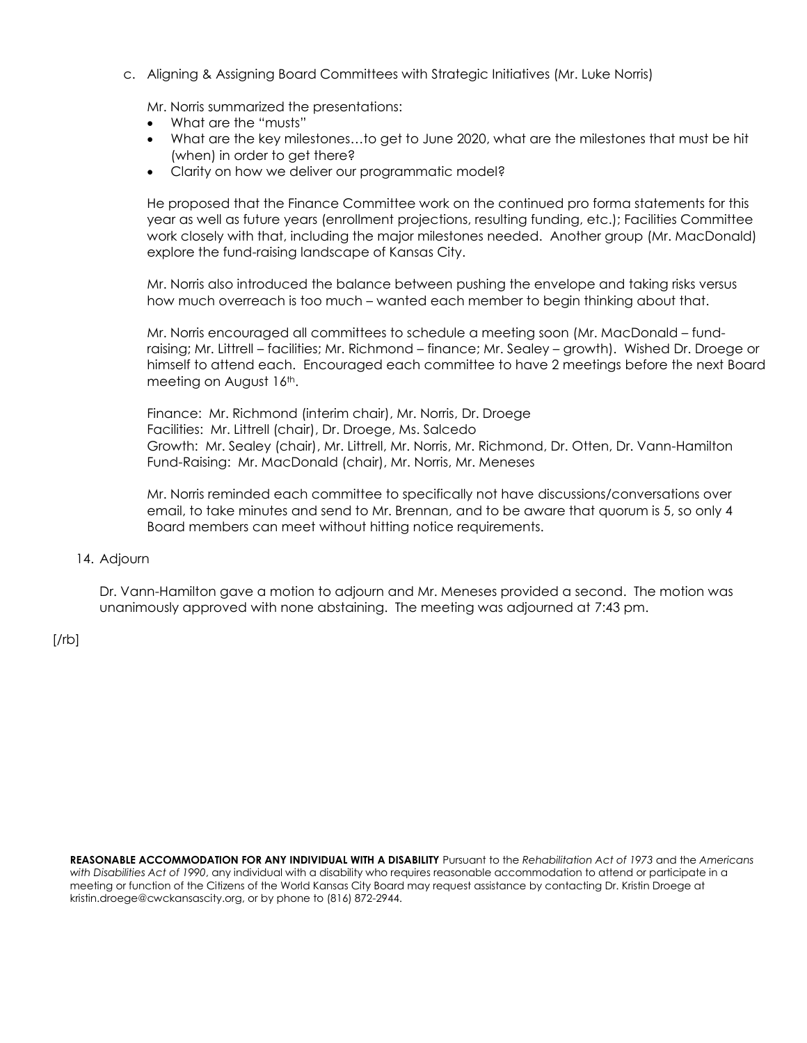c. Aligning & Assigning Board Committees with Strategic Initiatives (Mr. Luke Norris)

Mr. Norris summarized the presentations:

- What are the "musts"
- What are the key milestones…to get to June 2020, what are the milestones that must be hit (when) in order to get there?
- Clarity on how we deliver our programmatic model?

He proposed that the Finance Committee work on the continued pro forma statements for this year as well as future years (enrollment projections, resulting funding, etc.); Facilities Committee work closely with that, including the major milestones needed. Another group (Mr. MacDonald) explore the fund-raising landscape of Kansas City.

Mr. Norris also introduced the balance between pushing the envelope and taking risks versus how much overreach is too much – wanted each member to begin thinking about that.

Mr. Norris encouraged all committees to schedule a meeting soon (Mr. MacDonald – fund-raising; Mr. Littrell – facilities; Mr. Richmond – finance; Mr. Sealey – growth). Wished Dr. Droege or himself to attend each. Encouraged each committee to have 2 meetings before the next Board meeting on August 16th.

Finance: Mr. Richmond (interim chair), Mr. Norris, Dr. Droege
Facilities: Mr. Littrell (chair), Dr. Droege, Ms. Salcedo
Growth: Mr. Sealey (chair), Mr. Littrell, Mr. Norris, Mr. Richmond, Dr. Otten, Dr. Vann-Hamilton
Fund-Raising: Mr. MacDonald (chair), Mr. Norris, Mr. Meneses

Mr. Norris reminded each committee to specifically not have discussions/conversations over email, to take minutes and send to Mr. Brennan, and to be aware that quorum is 5, so only 4 Board members can meet without hitting notice requirements.

14. Adjourn

Dr. Vann-Hamilton gave a motion to adjourn and Mr. Meneses provided a second. The motion was unanimously approved with none abstaining. The meeting was adjourned at 7:43 pm.

[/rb]

**REASONABLE ACCOMMODATION FOR ANY INDIVIDUAL WITH A DISABILITY** Pursuant to the *Rehabilitation Act of 1973* and the *Americans with Disabilities Act of 1990*, any individual with a disability who requires reasonable accommodation to attend or participate in a meeting or function of the Citizens of the World Kansas City Board may request assistance by contacting Dr. Kristin Droege at kristin.droege@cwckansascity.org, or by phone to (816) 872-2944.